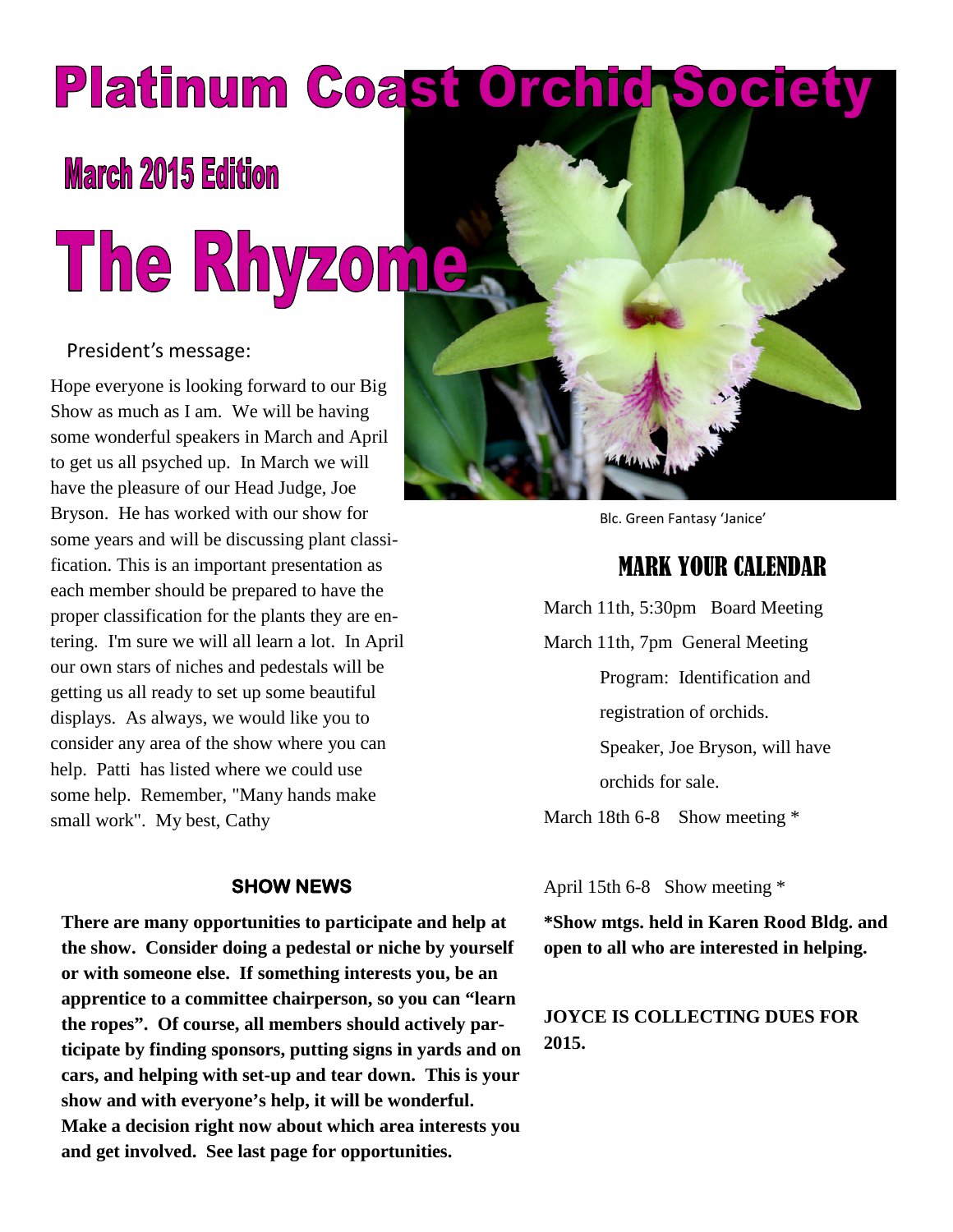# Platinum Coast Orchid Society

## March 2015 Edition

# The Rhyzome

President's message:

Hope everyone is looking forward to our Big Show as much as I am. We will be having some wonderful speakers in March and April to get us all psyched up. In March we will have the pleasure of our Head Judge, Joe Bryson. He has worked with our show for some years and will be discussing plant classification. This is an important presentation as each member should be prepared to have the proper classification for the plants they are entering. I'm sure we will all learn a lot. In April our own stars of niches and pedestals will be getting us all ready to set up some beautiful displays. As always, we would like you to consider any area of the show where you can help. Patti has listed where we could use some help. Remember, "Many hands make small work". My best, Cathy

Blc. Green Fantasy 'Janice'

## MARK YOUR CALENDAR

March 11th, 5:30pm Board Meeting

March 11th, 7pm General Meeting

Program: Identification and registration of orchids.

Speaker, Joe Bryson, will have orchids for sale.

March 18th 6-8 Show meeting *

April 15th 6-8 Show meeting *

**\*Show mtgs. held in Karen Rood Bldg. and open to all who are interested in helping.**

**JOYCE IS COLLECTING DUES FOR 2015.**

### SHOW NEWS

**There are many opportunities to participate and help at the show. Consider doing a pedestal or niche by yourself or with someone else. If something interests you, be an apprentice to a committee chairperson, so you can "learn the ropes". Of course, all members should actively participate by finding sponsors, putting signs in yards and on cars, and helping with set-up and tear down. This is your show and with everyone's help, it will be wonderful. Make a decision right now about which area interests you and get involved. See last page for opportunities.**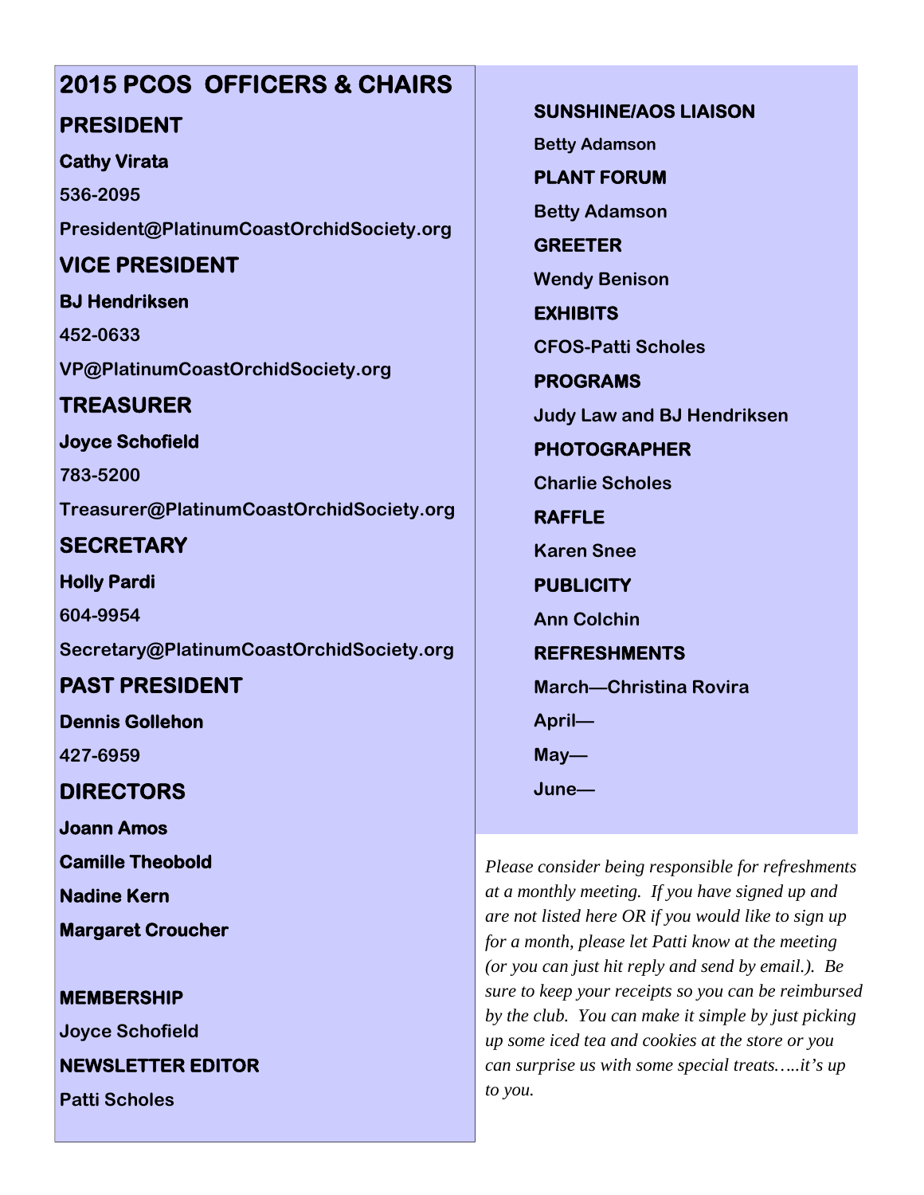# 2015 PCOS OFFICERS & CHAIRS

## PRESIDENT

**Cathy Virata**

**536-2095**

**President@PlatinumCoastOrchidSociety.org**

## VICE PRESIDENT

**BJ Hendriksen**

**452-0633**

**VP@PlatinumCoastOrchidSociety.org**

## TREASURER

**Joyce Schofield**

**783-5200**

**Treasurer@PlatinumCoastOrchidSociety.org**

## SECRETARY

**Holly Pardi**

**604-9954**

**Secretary@PlatinumCoastOrchidSociety.org**

## PAST PRESIDENT

**Dennis Gollehon**

**427-6959**

## DIRECTORS

**Joann Amos**

**Camille Theobold**

**Nadine Kern**

**Margaret Croucher**

**MEMBERSHIP**

**Joyce Schofield**

**NEWSLETTER EDITOR**

**Patti Scholes**

**SUNSHINE/AOS LIAISON**

**Betty Adamson**

**PLANT FORUM**

**Betty Adamson**

**GREETER**

**Wendy Benison**

**EXHIBITS**

**CFOS-Patti Scholes**

**PROGRAMS**

**Judy Law and BJ Hendriksen**

**PHOTOGRAPHER**

**Charlie Scholes**

**RAFFLE**

**Karen Snee**

**PUBLICITY**

**Ann Colchin**

**REFRESHMENTS**

**March—Christina Rovira**

**April—**

**May—**

**June—**

*Please consider being responsible for refreshments at a monthly meeting. If you have signed up and are not listed here OR if you would like to sign up for a month, please let Patti know at the meeting (or you can just hit reply and send by email.). Be sure to keep your receipts so you can be reimbursed by the club. You can make it simple by just picking up some iced tea and cookies at the store or you can surprise us with some special treats…..it's up to you.*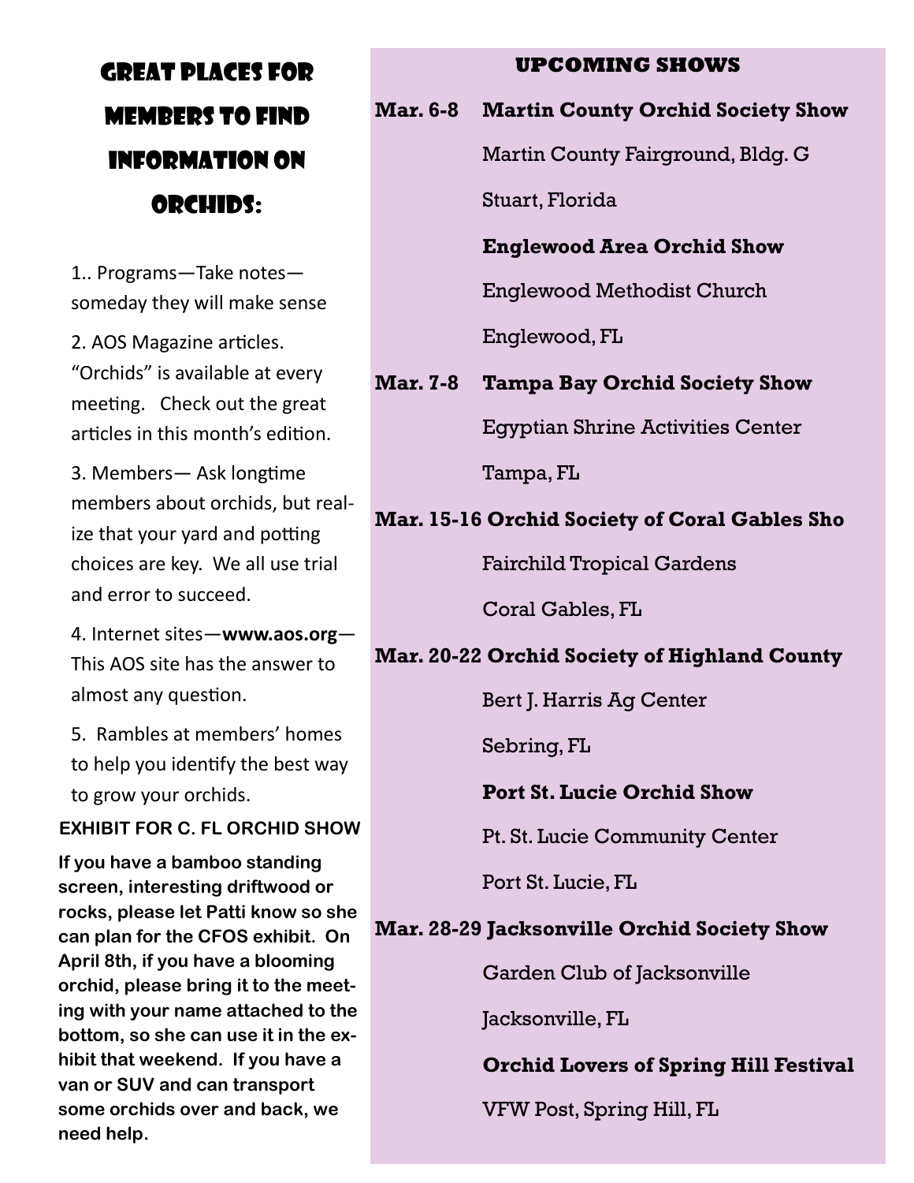# Great Places for Members to Find Information on Orchids:

1.. Programs—Take notes—someday they will make sense

2. AOS Magazine articles. “Orchids” is available at every meeting. Check out the great articles in this month’s edition.

3. Members— Ask longtime members about orchids, but realize that your yard and potting choices are key. We all use trial and error to succeed.

4. Internet sites—**www.aos.org**—This AOS site has the answer to almost any question.

5. Rambles at members’ homes to help you identify the best way to grow your orchids.

**EXHIBIT FOR C. FL ORCHID SHOW**

**If you have a bamboo standing screen, interesting driftwood or rocks, please let Patti know so she can plan for the CFOS exhibit. On April 8th, if you have a blooming orchid, please bring it to the meeting with your name attached to the bottom, so she can use it in the exhibit that weekend. If you have a van or SUV and can transport some orchids over and back, we need help.**

## UPCOMING SHOWS

**Mar. 6-8 Martin County Orchid Society Show**
Martin County Fairground, Bldg. G
Stuart, Florida

**Englewood Area Orchid Show**
Englewood Methodist Church
Englewood, FL

**Mar. 7-8 Tampa Bay Orchid Society Show**
Egyptian Shrine Activities Center
Tampa, FL

**Mar. 15-16 Orchid Society of Coral Gables Sho**
Fairchild Tropical Gardens
Coral Gables, FL

**Mar. 20-22 Orchid Society of Highland County**
Bert J. Harris Ag Center
Sebring, FL

**Port St. Lucie Orchid Show**
Pt. St. Lucie Community Center
Port St. Lucie, FL

**Mar. 28-29 Jacksonville Orchid Society Show**
Garden Club of Jacksonville
Jacksonville, FL

**Orchid Lovers of Spring Hill Festival**
VFW Post, Spring Hill, FL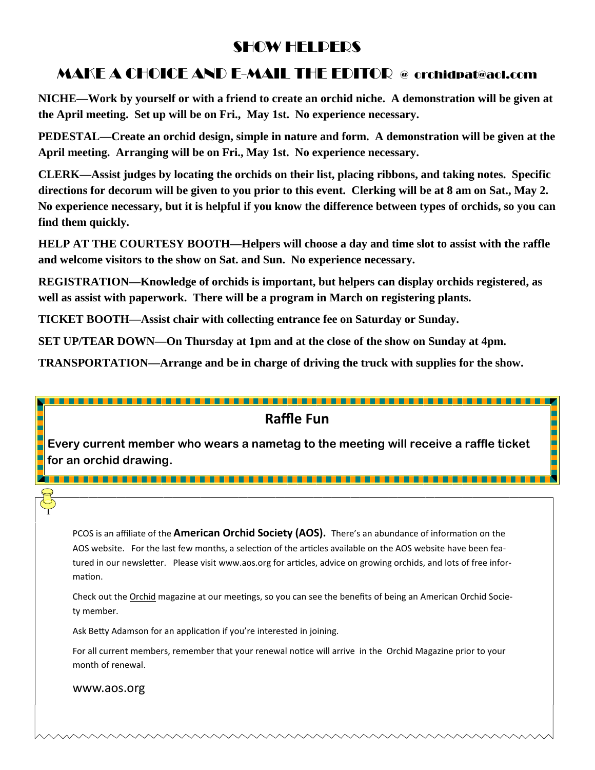# SHOW HELPERS

## MAKE A CHOICE AND E-MAIL THE EDITOR @ orchidpat@aol.com

**NICHE—Work by yourself or with a friend to create an orchid niche. A demonstration will be given at the April meeting. Set up will be on Fri., May 1st. No experience necessary.**

**PEDESTAL—Create an orchid design, simple in nature and form. A demonstration will be given at the April meeting. Arranging will be on Fri., May 1st. No experience necessary.**

**CLERK—Assist judges by locating the orchids on their list, placing ribbons, and taking notes. Specific directions for decorum will be given to you prior to this event. Clerking will be at 8 am on Sat., May 2. No experience necessary, but it is helpful if you know the difference between types of orchids, so you can find them quickly.**

**HELP AT THE COURTESY BOOTH—Helpers will choose a day and time slot to assist with the raffle and welcome visitors to the show on Sat. and Sun. No experience necessary.**

**REGISTRATION—Knowledge of orchids is important, but helpers can display orchids registered, as well as assist with paperwork. There will be a program in March on registering plants.**

**TICKET BOOTH—Assist chair with collecting entrance fee on Saturday or Sunday.**

**SET UP/TEAR DOWN—On Thursday at 1pm and at the close of the show on Sunday at 4pm.**

**TRANSPORTATION—Arrange and be in charge of driving the truck with supplies for the show.**

## Raffle Fun

**Every current member who wears a nametag to the meeting will receive a raffle ticket for an orchid drawing.**

PCOS is an affiliate of the **American Orchid Society (AOS).** There's an abundance of information on the AOS website. For the last few months, a selection of the articles available on the AOS website have been featured in our newsletter. Please visit www.aos.org for articles, advice on growing orchids, and lots of free information.

Check out the Orchid magazine at our meetings, so you can see the benefits of being an American Orchid Society member.

Ask Betty Adamson for an application if you're interested in joining.

For all current members, remember that your renewal notice will arrive in the Orchid Magazine prior to your month of renewal.

www.aos.org